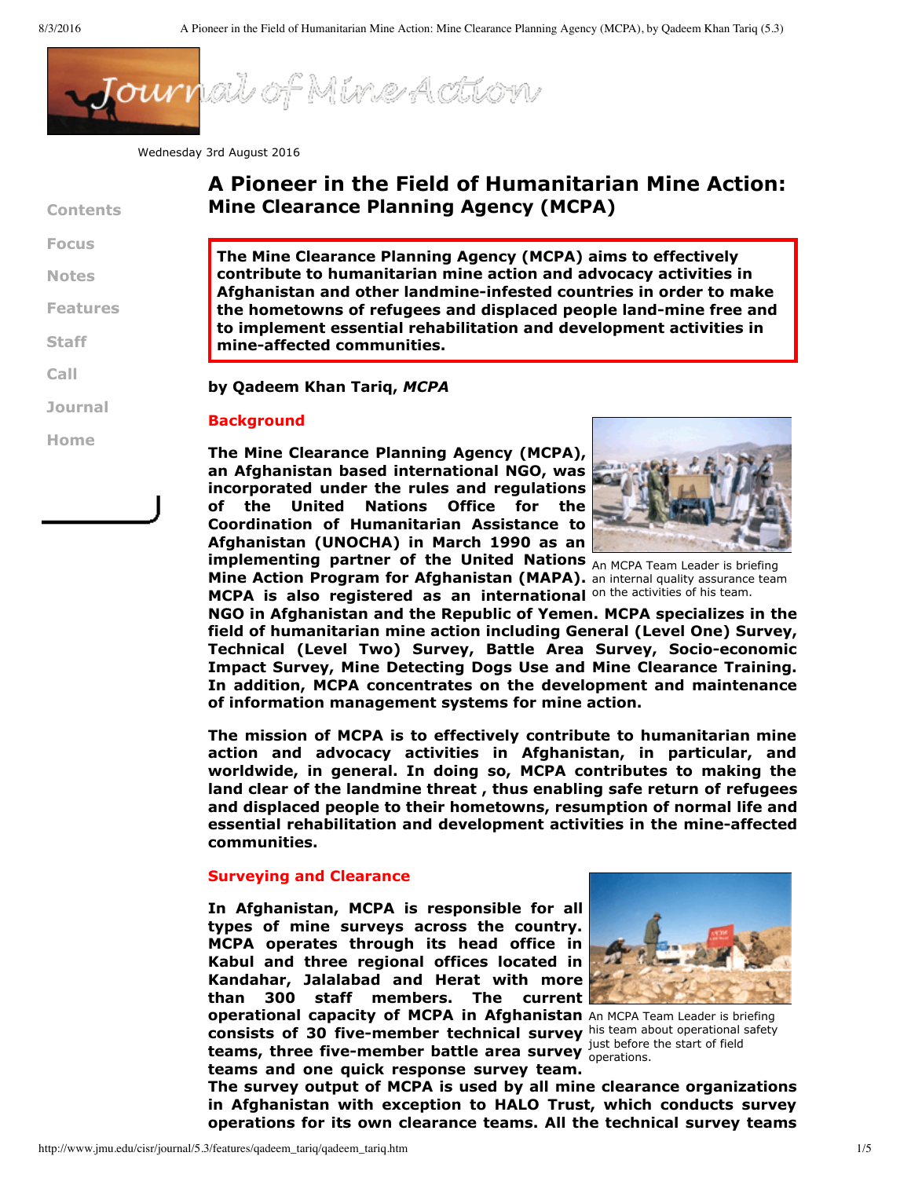# A Pioneer in the Field of Humanitarian Mine Action: Mine Clearance Planning Agency (MCPA)

**The Mine Clearance Planning Agency (MCPA) aims to effectively contribute to humanitarian mine action and advocacy activities in Afghanistan and other landmine-infested countries in order to make the hometowns of refugees and displaced people land-mine free and to implement essential rehabilitation and development activities in mine-affected communities.**

**by Qadeem Khan Tariq, *MCPA***

## Background

**The Mine Clearance Planning Agency (MCPA), an Afghanistan based international NGO, was incorporated under the rules and regulations of the United Nations Office for the Coordination of Humanitarian Assistance to Afghanistan (UNOCHA) in March 1990 as an implementing partner of the United Nations Mine Action Program for Afghanistan (MAPA). MCPA is also registered as an international NGO in Afghanistan and the Republic of Yemen. MCPA specializes in the field of humanitarian mine action including General (Level One) Survey, Technical (Level Two) Survey, Battle Area Survey, Socio-economic Impact Survey, Mine Detecting Dogs Use and Mine Clearance Training. In addition, MCPA concentrates on the development and maintenance of information management systems for mine action.**

An MCPA Team Leader is briefing an internal quality assurance team on the activities of his team.

**The mission of MCPA is to effectively contribute to humanitarian mine action and advocacy activities in Afghanistan, in particular, and worldwide, in general. In doing so, MCPA contributes to making the land clear of the landmine threat , thus enabling safe return of refugees and displaced people to their hometowns, resumption of normal life and essential rehabilitation and development activities in the mine-affected communities.**

## Surveying and Clearance

**In Afghanistan, MCPA is responsible for all types of mine surveys across the country. MCPA operates through its head office in Kabul and three regional offices located in Kandahar, Jalalabad and Herat with more than 300 staff members. The current operational capacity of MCPA in Afghanistan consists of 30 five-member technical survey teams, three five-member battle area survey teams and one quick response survey team. The survey output of MCPA is used by all mine clearance organizations in Afghanistan with exception to HALO Trust, which conducts survey operations for its own clearance teams. All the technical survey teams**

An MCPA Team Leader is briefing his team about operational safety just before the start of field operations.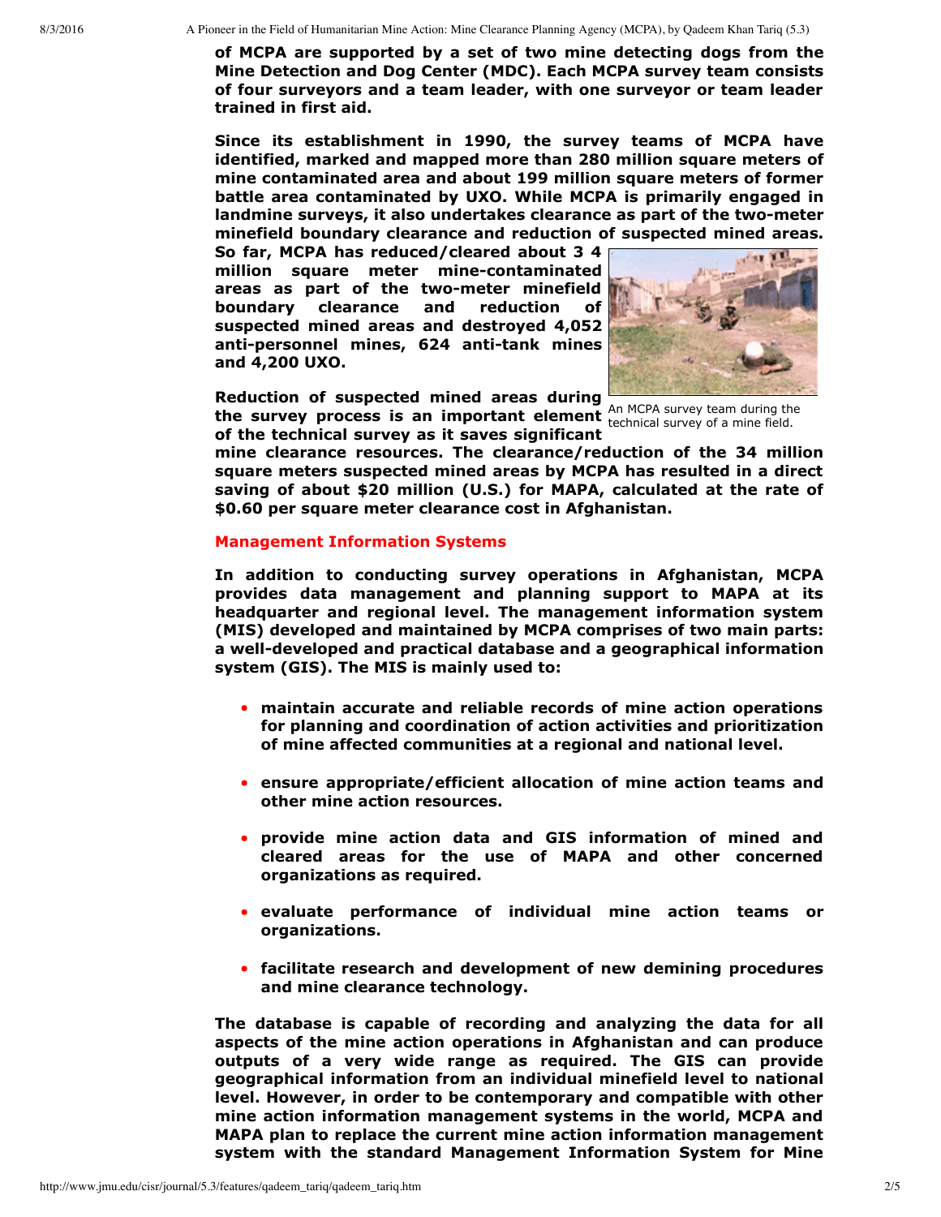**of MCPA are supported by a set of two mine detecting dogs from the Mine Detection and Dog Center (MDC). Each MCPA survey team consists of four surveyors and a team leader, with one surveyor or team leader trained in first aid.**

**Since its establishment in 1990, the survey teams of MCPA have identified, marked and mapped more than 280 million square meters of mine contaminated area and about 199 million square meters of former battle area contaminated by UXO. While MCPA is primarily engaged in landmine surveys, it also undertakes clearance as part of the two-meter minefield boundary clearance and reduction of suspected mined areas. So far, MCPA has reduced/cleared about 3 4 million square meter mine-contaminated areas as part of the two-meter minefield boundary clearance and reduction of suspected mined areas and destroyed 4,052 anti-personnel mines, 624 anti-tank mines and 4,200 UXO.**

An MCPA survey team during the technical survey of a mine field.

**Reduction of suspected mined areas during the survey process is an important element of the technical survey as it saves significant mine clearance resources. The clearance/reduction of the 34 million square meters suspected mined areas by MCPA has resulted in a direct saving of about $20 million (U.S.) for MAPA, calculated at the rate of $0.60 per square meter clearance cost in Afghanistan.**

## Management Information Systems

**In addition to conducting survey operations in Afghanistan, MCPA provides data management and planning support to MAPA at its headquarter and regional level. The management information system (MIS) developed and maintained by MCPA comprises of two main parts: a well-developed and practical database and a geographical information system (GIS). The MIS is mainly used to:**

- **maintain accurate and reliable records of mine action operations for planning and coordination of action activities and prioritization of mine affected communities at a regional and national level.**
- **ensure appropriate/efficient allocation of mine action teams and other mine action resources.**
- **provide mine action data and GIS information of mined and cleared areas for the use of MAPA and other concerned organizations as required.**
- **evaluate performance of individual mine action teams or organizations.**
- **facilitate research and development of new demining procedures and mine clearance technology.**

**The database is capable of recording and analyzing the data for all aspects of the mine action operations in Afghanistan and can produce outputs of a very wide range as required. The GIS can provide geographical information from an individual minefield level to national level. However, in order to be contemporary and compatible with other mine action information management systems in the world, MCPA and MAPA plan to replace the current mine action information management system with the standard Management Information System for Mine**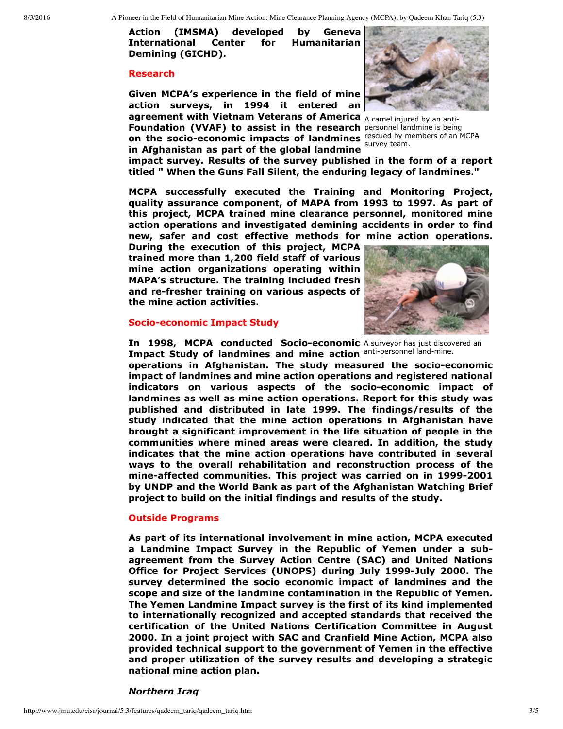Action (IMSMA) developed by Geneva International Center for Humanitarian Demining (GICHD).

### Research

Given MCPA's experience in the field of mine action surveys, in 1994 it entered an agreement with Vietnam Veterans of America Foundation (VVAF) to assist in the research on the socio-economic impacts of landmines in Afghanistan as part of the global landmine impact survey. Results of the survey published in the form of a report titled " When the Guns Fall Silent, the enduring legacy of landmines."

A camel injured by an anti-personnel landmine is being rescued by members of an MCPA survey team.

MCPA successfully executed the Training and Monitoring Project, quality assurance component, of MAPA from 1993 to 1997. As part of this project, MCPA trained mine clearance personnel, monitored mine action operations and investigated demining accidents in order to find new, safer and cost effective methods for mine action operations. During the execution of this project, MCPA trained more than 1,200 field staff of various mine action organizations operating within MAPA's structure. The training included fresh and re-fresher training on various aspects of the mine action activities.

A surveyor has just discovered an anti-personnel land-mine.

### Socio-economic Impact Study

In 1998, MCPA conducted Socio-economic Impact Study of landmines and mine action operations in Afghanistan. The study measured the socio-economic impact of landmines and mine action operations and registered national indicators on various aspects of the socio-economic impact of landmines as well as mine action operations. Report for this study was published and distributed in late 1999. The findings/results of the study indicated that the mine action operations in Afghanistan have brought a significant improvement in the life situation of people in the communities where mined areas were cleared. In addition, the study indicates that the mine action operations have contributed in several ways to the overall rehabilitation and reconstruction process of the mine-affected communities. This project was carried on in 1999-2001 by UNDP and the World Bank as part of the Afghanistan Watching Brief project to build on the initial findings and results of the study.

### Outside Programs

As part of its international involvement in mine action, MCPA executed a Landmine Impact Survey in the Republic of Yemen under a sub-agreement from the Survey Action Centre (SAC) and United Nations Office for Project Services (UNOPS) during July 1999-July 2000. The survey determined the socio economic impact of landmines and the scope and size of the landmine contamination in the Republic of Yemen. The Yemen Landmine Impact survey is the first of its kind implemented to internationally recognized and accepted standards that received the certification of the United Nations Certification Committee in August 2000. In a joint project with SAC and Cranfield Mine Action, MCPA also provided technical support to the government of Yemen in the effective and proper utilization of the survey results and developing a strategic national mine action plan.

#### *Northern Iraq*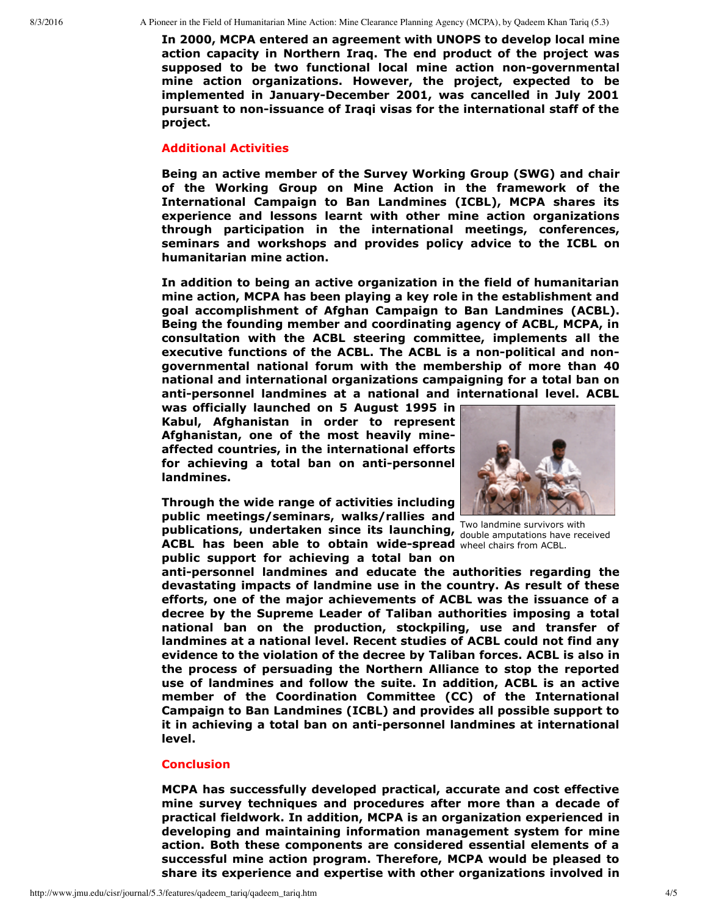**In 2000, MCPA entered an agreement with UNOPS to develop local mine action capacity in Northern Iraq. The end product of the project was supposed to be two functional local mine action non-governmental mine action organizations. However, the project, expected to be implemented in January-December 2001, was cancelled in July 2001 pursuant to non-issuance of Iraqi visas for the international staff of the project.**

## Additional Activities

**Being an active member of the Survey Working Group (SWG) and chair of the Working Group on Mine Action in the framework of the International Campaign to Ban Landmines (ICBL), MCPA shares its experience and lessons learnt with other mine action organizations through participation in the international meetings, conferences, seminars and workshops and provides policy advice to the ICBL on humanitarian mine action.**

**In addition to being an active organization in the field of humanitarian mine action, MCPA has been playing a key role in the establishment and goal accomplishment of Afghan Campaign to Ban Landmines (ACBL). Being the founding member and coordinating agency of ACBL, MCPA, in consultation with the ACBL steering committee, implements all the executive functions of the ACBL. The ACBL is a non-political and non-governmental national forum with the membership of more than 40 national and international organizations campaigning for a total ban on anti-personnel landmines at a national and international level. ACBL was officially launched on 5 August 1995 in Kabul, Afghanistan in order to represent Afghanistan, one of the most heavily mine-affected countries, in the international efforts for achieving a total ban on anti-personnel landmines.**

Two landmine survivors with double amputations have received wheel chairs from ACBL.

**Through the wide range of activities including public meetings/seminars, walks/rallies and publications, undertaken since its launching, ACBL has been able to obtain wide-spread public support for achieving a total ban on anti-personnel landmines and educate the authorities regarding the devastating impacts of landmine use in the country. As result of these efforts, one of the major achievements of ACBL was the issuance of a decree by the Supreme Leader of Taliban authorities imposing a total national ban on the production, stockpiling, use and transfer of landmines at a national level. Recent studies of ACBL could not find any evidence to the violation of the decree by Taliban forces. ACBL is also in the process of persuading the Northern Alliance to stop the reported use of landmines and follow the suite. In addition, ACBL is an active member of the Coordination Committee (CC) of the International Campaign to Ban Landmines (ICBL) and provides all possible support to it in achieving a total ban on anti-personnel landmines at international level.**

## Conclusion

**MCPA has successfully developed practical, accurate and cost effective mine survey techniques and procedures after more than a decade of practical fieldwork. In addition, MCPA is an organization experienced in developing and maintaining information management system for mine action. Both these components are considered essential elements of a successful mine action program. Therefore, MCPA would be pleased to share its experience and expertise with other organizations involved in**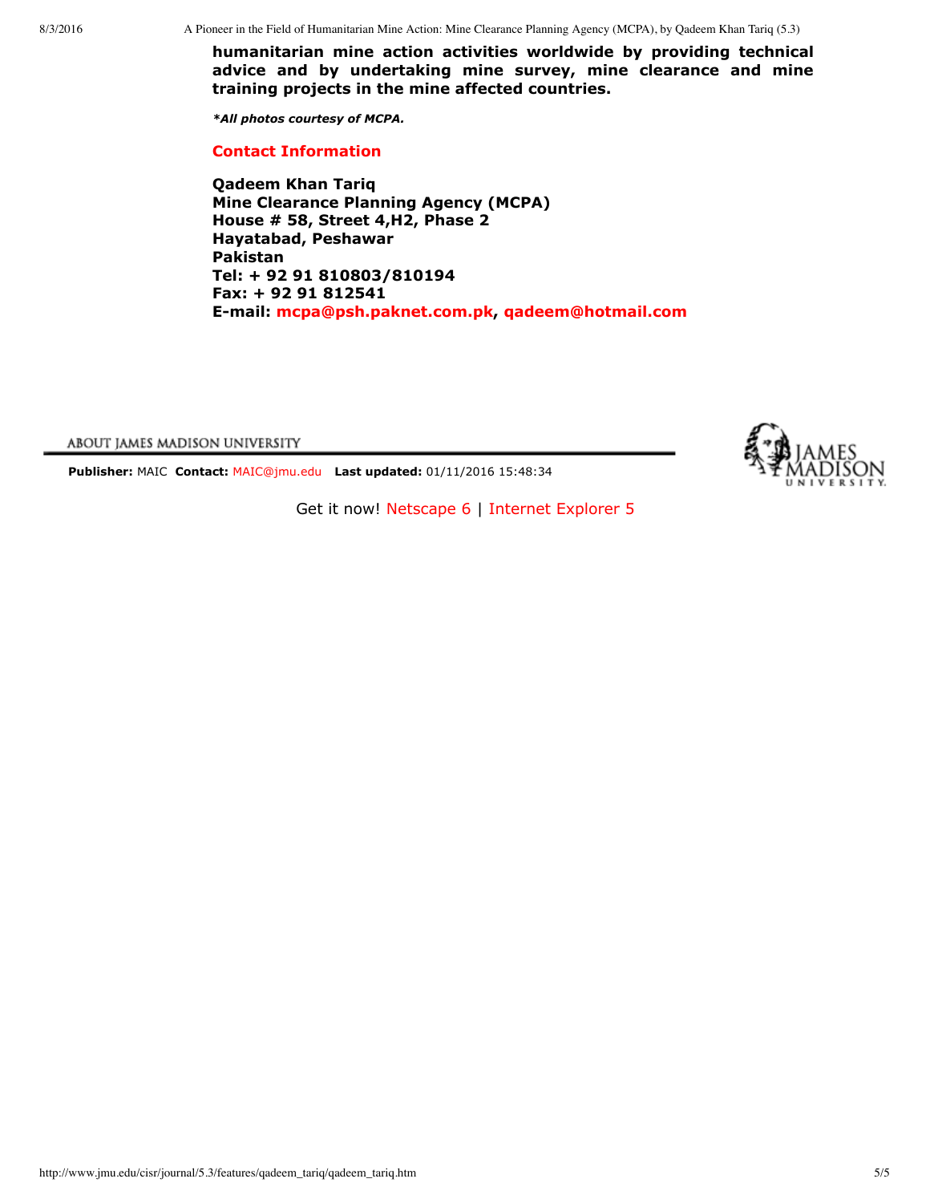**humanitarian mine action activities worldwide by providing technical advice and by undertaking mine survey, mine clearance and mine training projects in the mine affected countries.**

***All photos courtesy of MCPA.***

## Contact Information

**Qadeem Khan Tariq**
**Mine Clearance Planning Agency (MCPA)**
**House # 58, Street 4,H2, Phase 2**
**Hayatabad, Peshawar**
**Pakistan**
**Tel: + 92 91 810803/810194**
**Fax: + 92 91 812541**
**E-mail: mcpa@psh.paknet.com.pk, qadeem@hotmail.com**

ABOUT JAMES MADISON UNIVERSITY

**Publisher:** MAIC **Contact:** MAIC@jmu.edu **Last updated:** 01/11/2016 15:48:34

JAMES MADISON UNIVERSITY.

Get it now! Netscape 6 | Internet Explorer 5